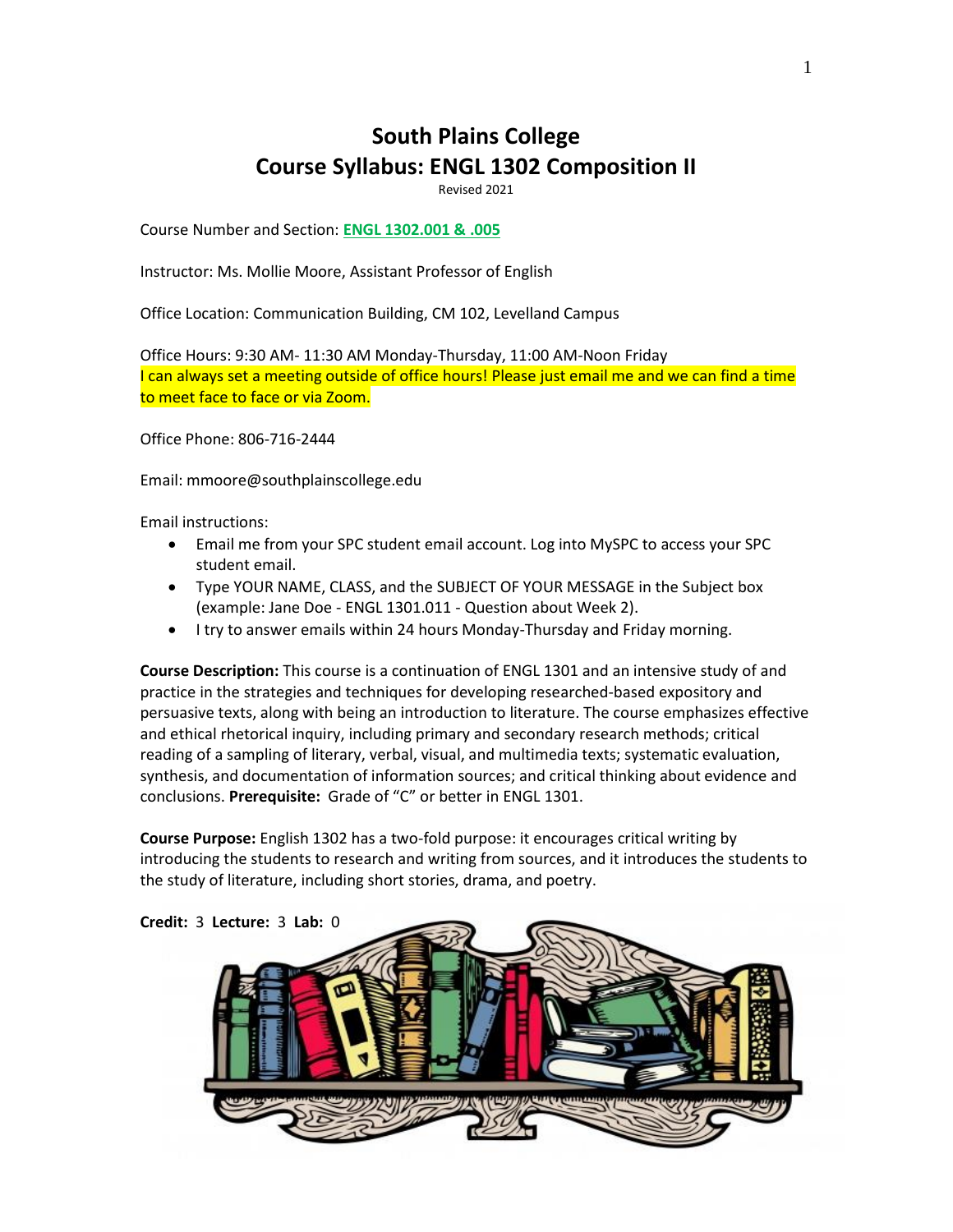# South Plains College
# Course Syllabus: ENGL 1302 Composition II

Revised 2021

Course Number and Section: **ENGL 1302.001 & .005**

Instructor: Ms. Mollie Moore, Assistant Professor of English

Office Location: Communication Building, CM 102, Levelland Campus

Office Hours: 9:30 AM- 11:30 AM Monday-Thursday, 11:00 AM-Noon Friday
I can always set a meeting outside of office hours! Please just email me and we can find a time to meet face to face or via Zoom.

Office Phone: 806-716-2444

Email: mmoore@southplainscollege.edu

Email instructions:

- Email me from your SPC student email account. Log into MySPC to access your SPC student email.
- Type YOUR NAME, CLASS, and the SUBJECT OF YOUR MESSAGE in the Subject box (example: Jane Doe - ENGL 1301.011 - Question about Week 2).
- I try to answer emails within 24 hours Monday-Thursday and Friday morning.

**Course Description:** This course is a continuation of ENGL 1301 and an intensive study of and practice in the strategies and techniques for developing researched-based expository and persuasive texts, along with being an introduction to literature. The course emphasizes effective and ethical rhetorical inquiry, including primary and secondary research methods; critical reading of a sampling of literary, verbal, visual, and multimedia texts; systematic evaluation, synthesis, and documentation of information sources; and critical thinking about evidence and conclusions. **Prerequisite:** Grade of "C" or better in ENGL 1301.

**Course Purpose:** English 1302 has a two-fold purpose: it encourages critical writing by introducing the students to research and writing from sources, and it introduces the students to the study of literature, including short stories, drama, and poetry.

**Credit:** 3 **Lecture:** 3 **Lab:** 0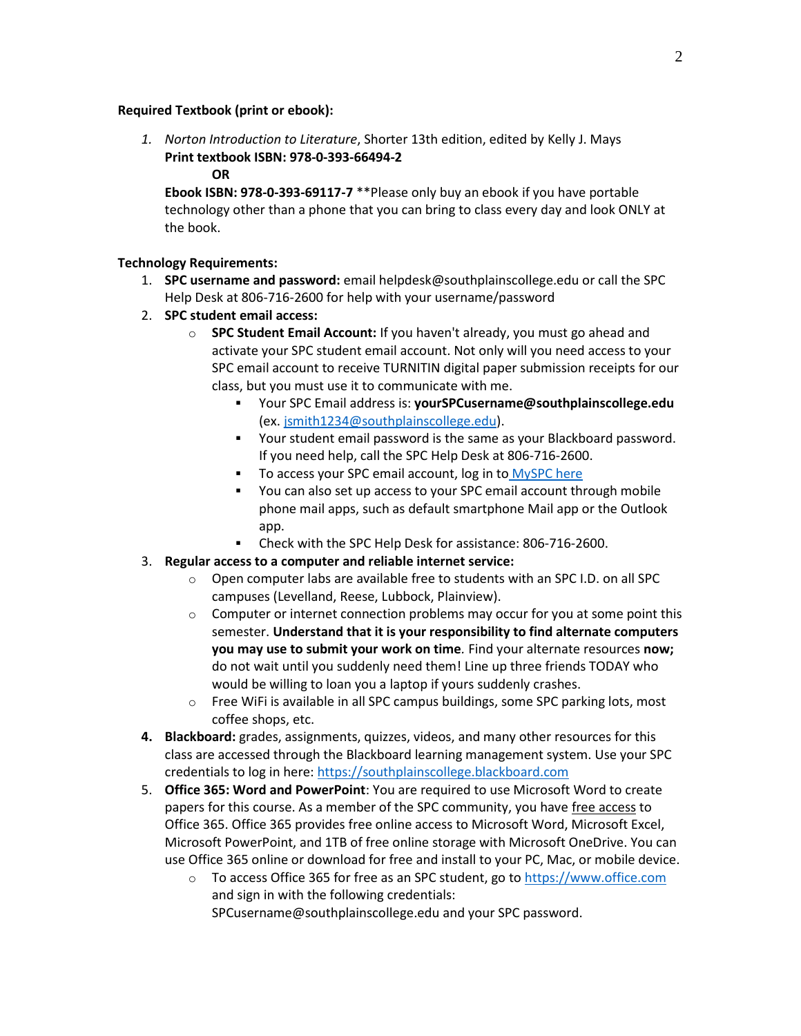**Required Textbook (print or ebook):**

1. *Norton Introduction to Literature*, Shorter 13th edition, edited by Kelly J. Mays
   **Print textbook ISBN: 978-0-393-66494-2**
   **OR**
   **Ebook ISBN: 978-0-393-69117-7** **Please only buy an ebook if you have portable technology other than a phone that you can bring to class every day and look ONLY at the book.

**Technology Requirements:**

1. **SPC username and password:** email helpdesk@southplainscollege.edu or call the SPC Help Desk at 806-716-2600 for help with your username/password
2. **SPC student email access:**
   - **SPC Student Email Account:** If you haven't already, you must go ahead and activate your SPC student email account. Not only will you need access to your SPC email account to receive TURNITIN digital paper submission receipts for our class, but you must use it to communicate with me.
     - Your SPC Email address is: **yourSPCusername@southplainscollege.edu** (ex. jsmith1234@southplainscollege.edu).
     - Your student email password is the same as your Blackboard password. If you need help, call the SPC Help Desk at 806-716-2600.
     - To access your SPC email account, log in to MySPC here
     - You can also set up access to your SPC email account through mobile phone mail apps, such as default smartphone Mail app or the Outlook app.
     - Check with the SPC Help Desk for assistance: 806-716-2600.
3. **Regular access to a computer and reliable internet service:**
   - Open computer labs are available free to students with an SPC I.D. on all SPC campuses (Levelland, Reese, Lubbock, Plainview).
   - Computer or internet connection problems may occur for you at some point this semester. **Understand that it is your responsibility to find alternate computers you may use to submit your work on time**. Find your alternate resources **now;** do not wait until you suddenly need them! Line up three friends TODAY who would be willing to loan you a laptop if yours suddenly crashes.
   - Free WiFi is available in all SPC campus buildings, some SPC parking lots, most coffee shops, etc.
4. **Blackboard:** grades, assignments, quizzes, videos, and many other resources for this class are accessed through the Blackboard learning management system. Use your SPC credentials to log in here: https://southplainscollege.blackboard.com
5. **Office 365: Word and PowerPoint**: You are required to use Microsoft Word to create papers for this course. As a member of the SPC community, you have free access to Office 365. Office 365 provides free online access to Microsoft Word, Microsoft Excel, Microsoft PowerPoint, and 1TB of free online storage with Microsoft OneDrive. You can use Office 365 online or download for free and install to your PC, Mac, or mobile device.
   - To access Office 365 for free as an SPC student, go to https://www.office.com and sign in with the following credentials: SPCusername@southplainscollege.edu and your SPC password.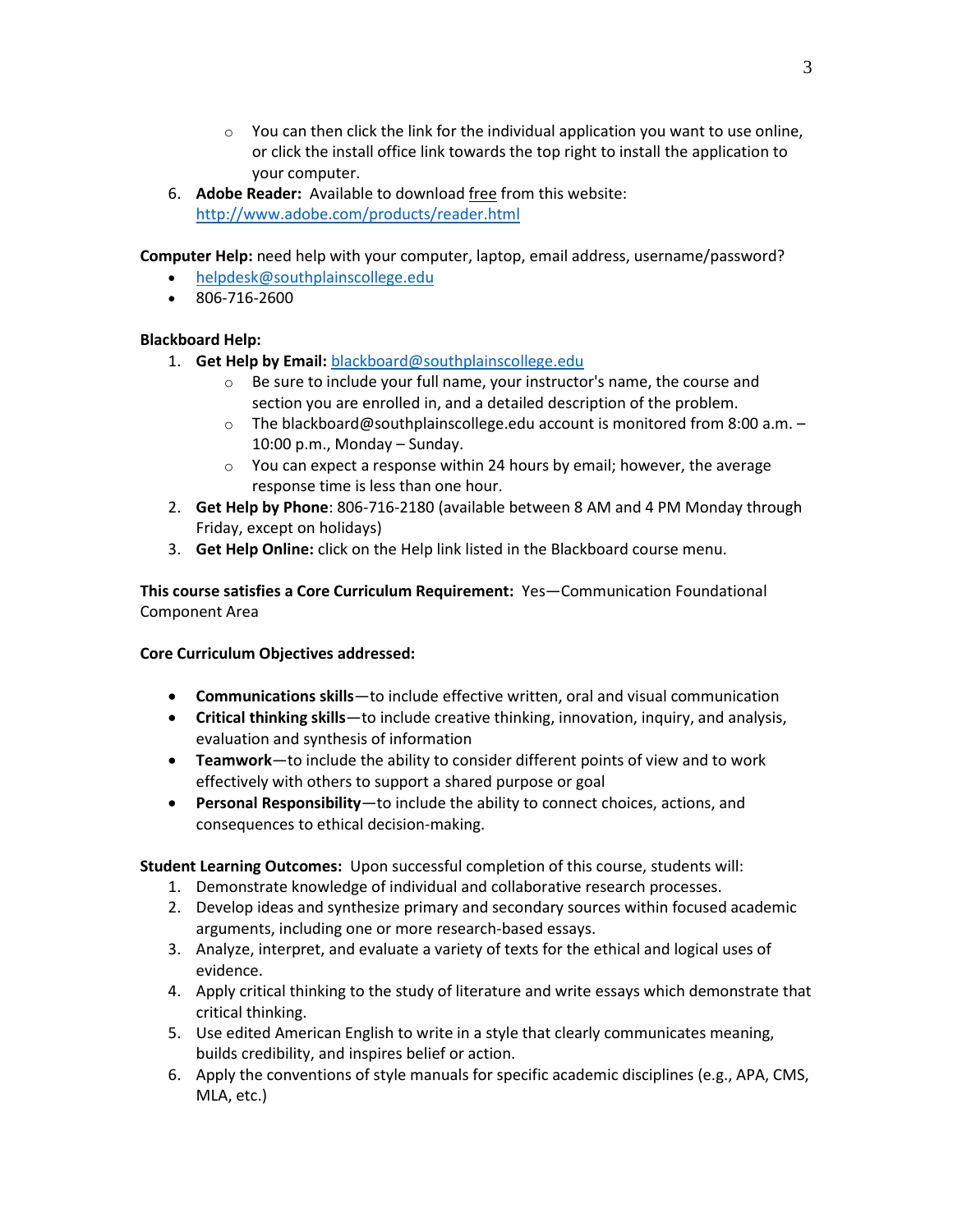- You can then click the link for the individual application you want to use online, or click the install office link towards the top right to install the application to your computer.
6. **Adobe Reader:** Available to download free from this website: http://www.adobe.com/products/reader.html

**Computer Help:** need help with your computer, laptop, email address, username/password?

- helpdesk@southplainscollege.edu
- 806-716-2600

**Blackboard Help:**

1. **Get Help by Email:** blackboard@southplainscollege.edu
   - Be sure to include your full name, your instructor's name, the course and section you are enrolled in, and a detailed description of the problem.
   - The blackboard@southplainscollege.edu account is monitored from 8:00 a.m. – 10:00 p.m., Monday – Sunday.
   - You can expect a response within 24 hours by email; however, the average response time is less than one hour.
2. **Get Help by Phone**: 806-716-2180 (available between 8 AM and 4 PM Monday through Friday, except on holidays)
3. **Get Help Online:** click on the Help link listed in the Blackboard course menu.

**This course satisfies a Core Curriculum Requirement:** Yes—Communication Foundational Component Area

**Core Curriculum Objectives addressed:**

- **Communications skills**—to include effective written, oral and visual communication
- **Critical thinking skills**—to include creative thinking, innovation, inquiry, and analysis, evaluation and synthesis of information
- **Teamwork**—to include the ability to consider different points of view and to work effectively with others to support a shared purpose or goal
- **Personal Responsibility**—to include the ability to connect choices, actions, and consequences to ethical decision-making.

**Student Learning Outcomes:** Upon successful completion of this course, students will:

1. Demonstrate knowledge of individual and collaborative research processes.
2. Develop ideas and synthesize primary and secondary sources within focused academic arguments, including one or more research-based essays.
3. Analyze, interpret, and evaluate a variety of texts for the ethical and logical uses of evidence.
4. Apply critical thinking to the study of literature and write essays which demonstrate that critical thinking.
5. Use edited American English to write in a style that clearly communicates meaning, builds credibility, and inspires belief or action.
6. Apply the conventions of style manuals for specific academic disciplines (e.g., APA, CMS, MLA, etc.)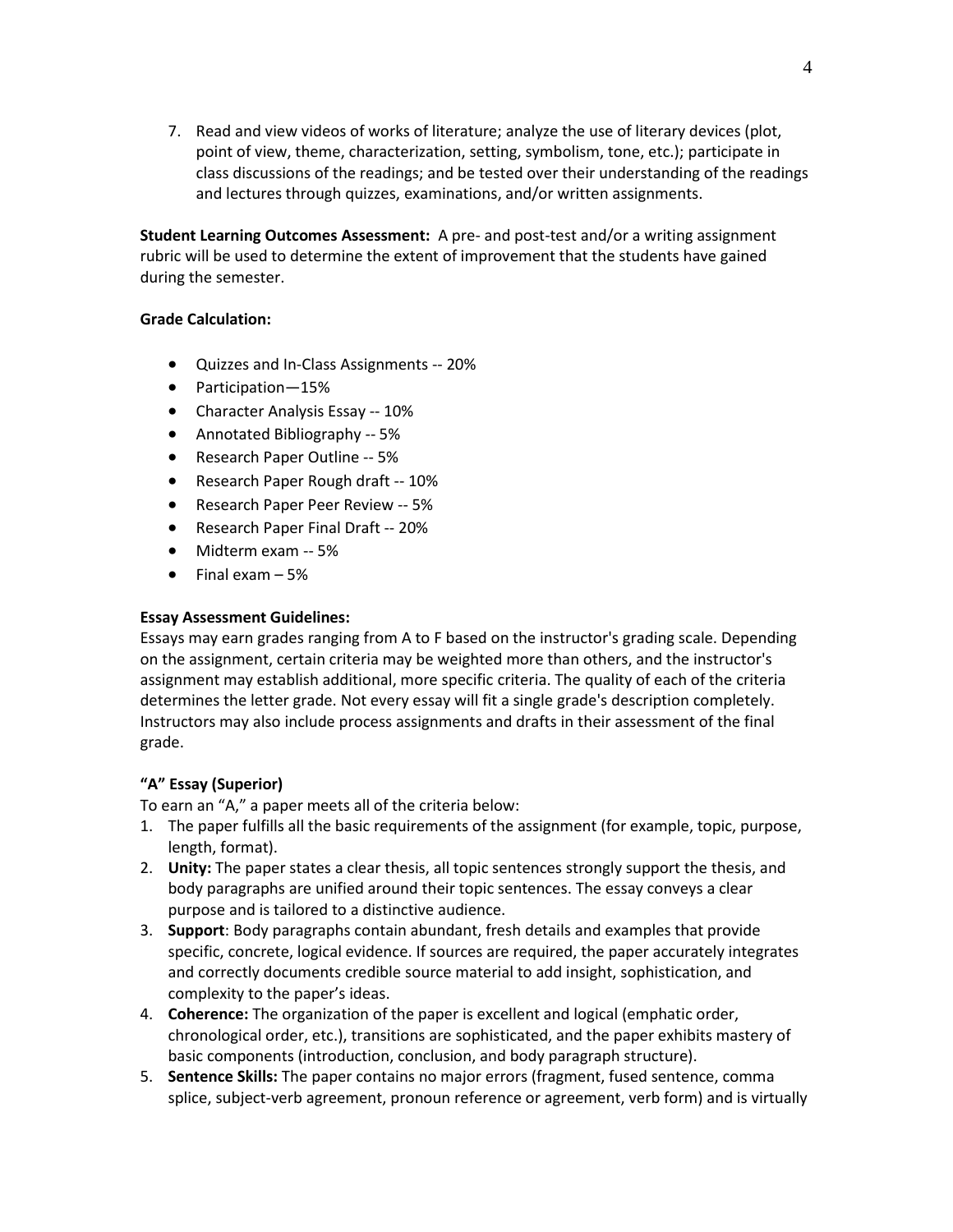7. Read and view videos of works of literature; analyze the use of literary devices (plot, point of view, theme, characterization, setting, symbolism, tone, etc.); participate in class discussions of the readings; and be tested over their understanding of the readings and lectures through quizzes, examinations, and/or written assignments.

**Student Learning Outcomes Assessment:** A pre- and post-test and/or a writing assignment rubric will be used to determine the extent of improvement that the students have gained during the semester.

**Grade Calculation:**

- Quizzes and In-Class Assignments -- 20%
- Participation—15%
- Character Analysis Essay -- 10%
- Annotated Bibliography -- 5%
- Research Paper Outline -- 5%
- Research Paper Rough draft -- 10%
- Research Paper Peer Review -- 5%
- Research Paper Final Draft -- 20%
- Midterm exam -- 5%
- Final exam – 5%

**Essay Assessment Guidelines:**
Essays may earn grades ranging from A to F based on the instructor's grading scale. Depending on the assignment, certain criteria may be weighted more than others, and the instructor's assignment may establish additional, more specific criteria. The quality of each of the criteria determines the letter grade. Not every essay will fit a single grade's description completely. Instructors may also include process assignments and drafts in their assessment of the final grade.

**"A" Essay (Superior)**
To earn an "A," a paper meets all of the criteria below:

1. The paper fulfills all the basic requirements of the assignment (for example, topic, purpose, length, format).
2. **Unity:** The paper states a clear thesis, all topic sentences strongly support the thesis, and body paragraphs are unified around their topic sentences. The essay conveys a clear purpose and is tailored to a distinctive audience.
3. **Support**: Body paragraphs contain abundant, fresh details and examples that provide specific, concrete, logical evidence. If sources are required, the paper accurately integrates and correctly documents credible source material to add insight, sophistication, and complexity to the paper's ideas.
4. **Coherence:** The organization of the paper is excellent and logical (emphatic order, chronological order, etc.), transitions are sophisticated, and the paper exhibits mastery of basic components (introduction, conclusion, and body paragraph structure).
5. **Sentence Skills:** The paper contains no major errors (fragment, fused sentence, comma splice, subject-verb agreement, pronoun reference or agreement, verb form) and is virtually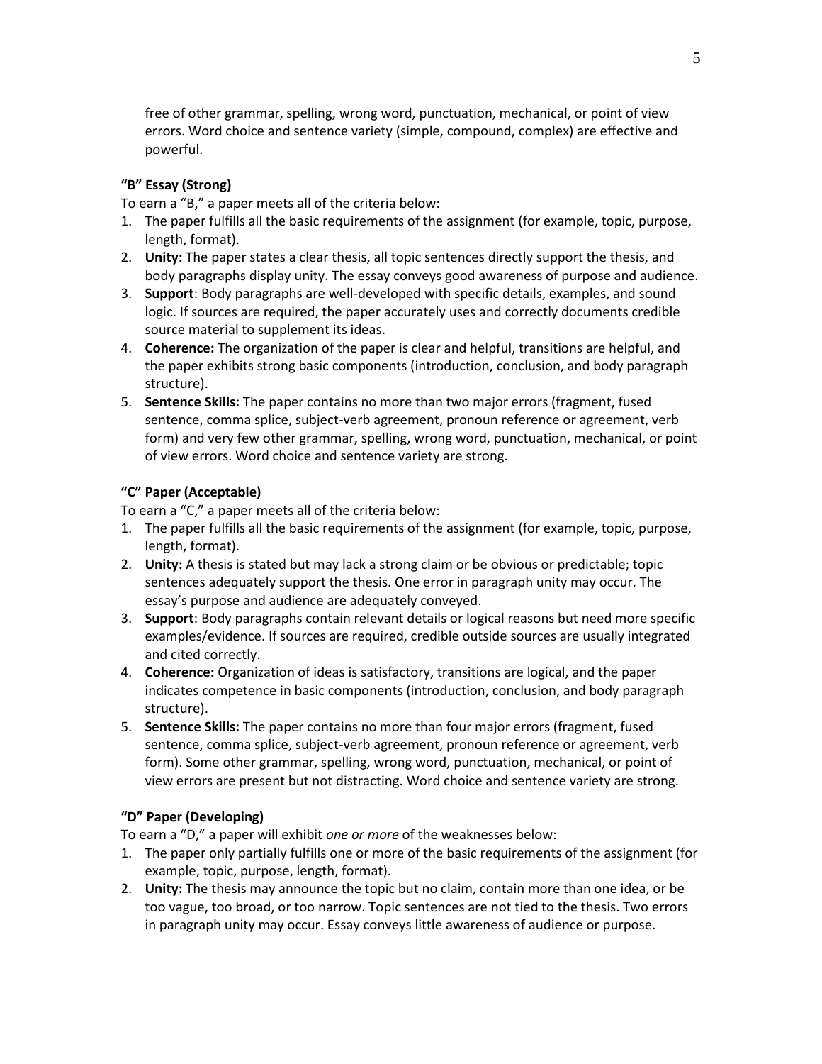free of other grammar, spelling, wrong word, punctuation, mechanical, or point of view errors. Word choice and sentence variety (simple, compound, complex) are effective and powerful.

**"B" Essay (Strong)**

To earn a "B," a paper meets all of the criteria below:

1. The paper fulfills all the basic requirements of the assignment (for example, topic, purpose, length, format).
2. **Unity:** The paper states a clear thesis, all topic sentences directly support the thesis, and body paragraphs display unity. The essay conveys good awareness of purpose and audience.
3. **Support**: Body paragraphs are well-developed with specific details, examples, and sound logic. If sources are required, the paper accurately uses and correctly documents credible source material to supplement its ideas.
4. **Coherence:** The organization of the paper is clear and helpful, transitions are helpful, and the paper exhibits strong basic components (introduction, conclusion, and body paragraph structure).
5. **Sentence Skills:** The paper contains no more than two major errors (fragment, fused sentence, comma splice, subject-verb agreement, pronoun reference or agreement, verb form) and very few other grammar, spelling, wrong word, punctuation, mechanical, or point of view errors. Word choice and sentence variety are strong.

**"C" Paper (Acceptable)**

To earn a "C," a paper meets all of the criteria below:

1. The paper fulfills all the basic requirements of the assignment (for example, topic, purpose, length, format).
2. **Unity:** A thesis is stated but may lack a strong claim or be obvious or predictable; topic sentences adequately support the thesis. One error in paragraph unity may occur. The essay's purpose and audience are adequately conveyed.
3. **Support**: Body paragraphs contain relevant details or logical reasons but need more specific examples/evidence. If sources are required, credible outside sources are usually integrated and cited correctly.
4. **Coherence:** Organization of ideas is satisfactory, transitions are logical, and the paper indicates competence in basic components (introduction, conclusion, and body paragraph structure).
5. **Sentence Skills:** The paper contains no more than four major errors (fragment, fused sentence, comma splice, subject-verb agreement, pronoun reference or agreement, verb form). Some other grammar, spelling, wrong word, punctuation, mechanical, or point of view errors are present but not distracting. Word choice and sentence variety are strong.

**"D" Paper (Developing)**

To earn a "D," a paper will exhibit *one or more* of the weaknesses below:

1. The paper only partially fulfills one or more of the basic requirements of the assignment (for example, topic, purpose, length, format).
2. **Unity:** The thesis may announce the topic but no claim, contain more than one idea, or be too vague, too broad, or too narrow. Topic sentences are not tied to the thesis. Two errors in paragraph unity may occur. Essay conveys little awareness of audience or purpose.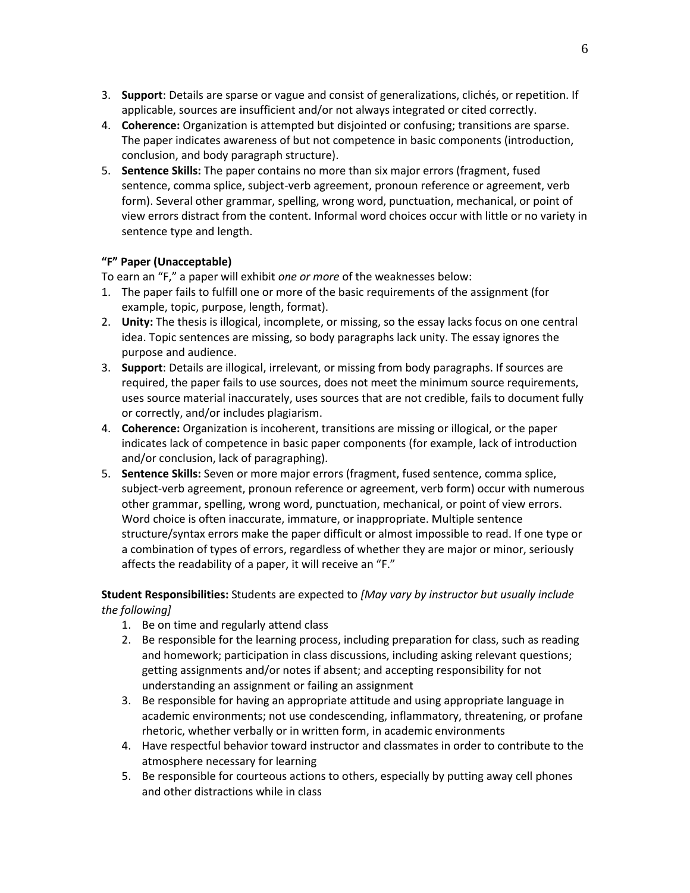3. **Support**: Details are sparse or vague and consist of generalizations, clichés, or repetition. If applicable, sources are insufficient and/or not always integrated or cited correctly.
4. **Coherence:** Organization is attempted but disjointed or confusing; transitions are sparse. The paper indicates awareness of but not competence in basic components (introduction, conclusion, and body paragraph structure).
5. **Sentence Skills:** The paper contains no more than six major errors (fragment, fused sentence, comma splice, subject-verb agreement, pronoun reference or agreement, verb form). Several other grammar, spelling, wrong word, punctuation, mechanical, or point of view errors distract from the content. Informal word choices occur with little or no variety in sentence type and length.

**"F" Paper (Unacceptable)**

To earn an "F," a paper will exhibit *one or more* of the weaknesses below:

1. The paper fails to fulfill one or more of the basic requirements of the assignment (for example, topic, purpose, length, format).
2. **Unity:** The thesis is illogical, incomplete, or missing, so the essay lacks focus on one central idea. Topic sentences are missing, so body paragraphs lack unity. The essay ignores the purpose and audience.
3. **Support**: Details are illogical, irrelevant, or missing from body paragraphs. If sources are required, the paper fails to use sources, does not meet the minimum source requirements, uses source material inaccurately, uses sources that are not credible, fails to document fully or correctly, and/or includes plagiarism.
4. **Coherence:** Organization is incoherent, transitions are missing or illogical, or the paper indicates lack of competence in basic paper components (for example, lack of introduction and/or conclusion, lack of paragraphing).
5. **Sentence Skills:** Seven or more major errors (fragment, fused sentence, comma splice, subject-verb agreement, pronoun reference or agreement, verb form) occur with numerous other grammar, spelling, wrong word, punctuation, mechanical, or point of view errors. Word choice is often inaccurate, immature, or inappropriate. Multiple sentence structure/syntax errors make the paper difficult or almost impossible to read. If one type or a combination of types of errors, regardless of whether they are major or minor, seriously affects the readability of a paper, it will receive an "F."

**Student Responsibilities:** Students are expected to *[May vary by instructor but usually include the following]*

1. Be on time and regularly attend class
2. Be responsible for the learning process, including preparation for class, such as reading and homework; participation in class discussions, including asking relevant questions; getting assignments and/or notes if absent; and accepting responsibility for not understanding an assignment or failing an assignment
3. Be responsible for having an appropriate attitude and using appropriate language in academic environments; not use condescending, inflammatory, threatening, or profane rhetoric, whether verbally or in written form, in academic environments
4. Have respectful behavior toward instructor and classmates in order to contribute to the atmosphere necessary for learning
5. Be responsible for courteous actions to others, especially by putting away cell phones and other distractions while in class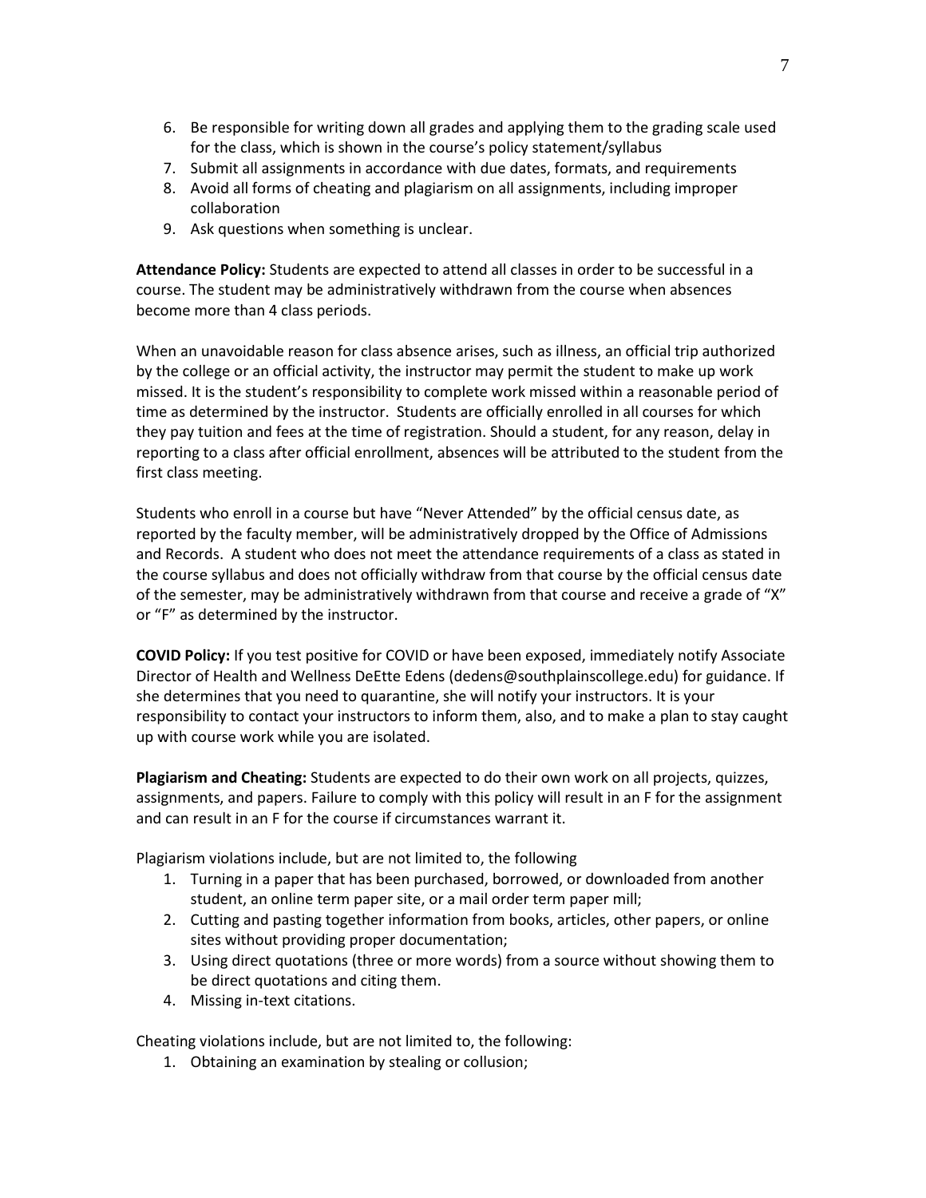6. Be responsible for writing down all grades and applying them to the grading scale used for the class, which is shown in the course's policy statement/syllabus
7. Submit all assignments in accordance with due dates, formats, and requirements
8. Avoid all forms of cheating and plagiarism on all assignments, including improper collaboration
9. Ask questions when something is unclear.

**Attendance Policy:** Students are expected to attend all classes in order to be successful in a course. The student may be administratively withdrawn from the course when absences become more than 4 class periods.

When an unavoidable reason for class absence arises, such as illness, an official trip authorized by the college or an official activity, the instructor may permit the student to make up work missed. It is the student's responsibility to complete work missed within a reasonable period of time as determined by the instructor. Students are officially enrolled in all courses for which they pay tuition and fees at the time of registration. Should a student, for any reason, delay in reporting to a class after official enrollment, absences will be attributed to the student from the first class meeting.

Students who enroll in a course but have "Never Attended" by the official census date, as reported by the faculty member, will be administratively dropped by the Office of Admissions and Records. A student who does not meet the attendance requirements of a class as stated in the course syllabus and does not officially withdraw from that course by the official census date of the semester, may be administratively withdrawn from that course and receive a grade of "X" or "F" as determined by the instructor.

**COVID Policy:** If you test positive for COVID or have been exposed, immediately notify Associate Director of Health and Wellness DeEtte Edens (dedens@southplainscollege.edu) for guidance. If she determines that you need to quarantine, she will notify your instructors. It is your responsibility to contact your instructors to inform them, also, and to make a plan to stay caught up with course work while you are isolated.

**Plagiarism and Cheating:** Students are expected to do their own work on all projects, quizzes, assignments, and papers. Failure to comply with this policy will result in an F for the assignment and can result in an F for the course if circumstances warrant it.

Plagiarism violations include, but are not limited to, the following

1. Turning in a paper that has been purchased, borrowed, or downloaded from another student, an online term paper site, or a mail order term paper mill;
2. Cutting and pasting together information from books, articles, other papers, or online sites without providing proper documentation;
3. Using direct quotations (three or more words) from a source without showing them to be direct quotations and citing them.
4. Missing in-text citations.

Cheating violations include, but are not limited to, the following:

1. Obtaining an examination by stealing or collusion;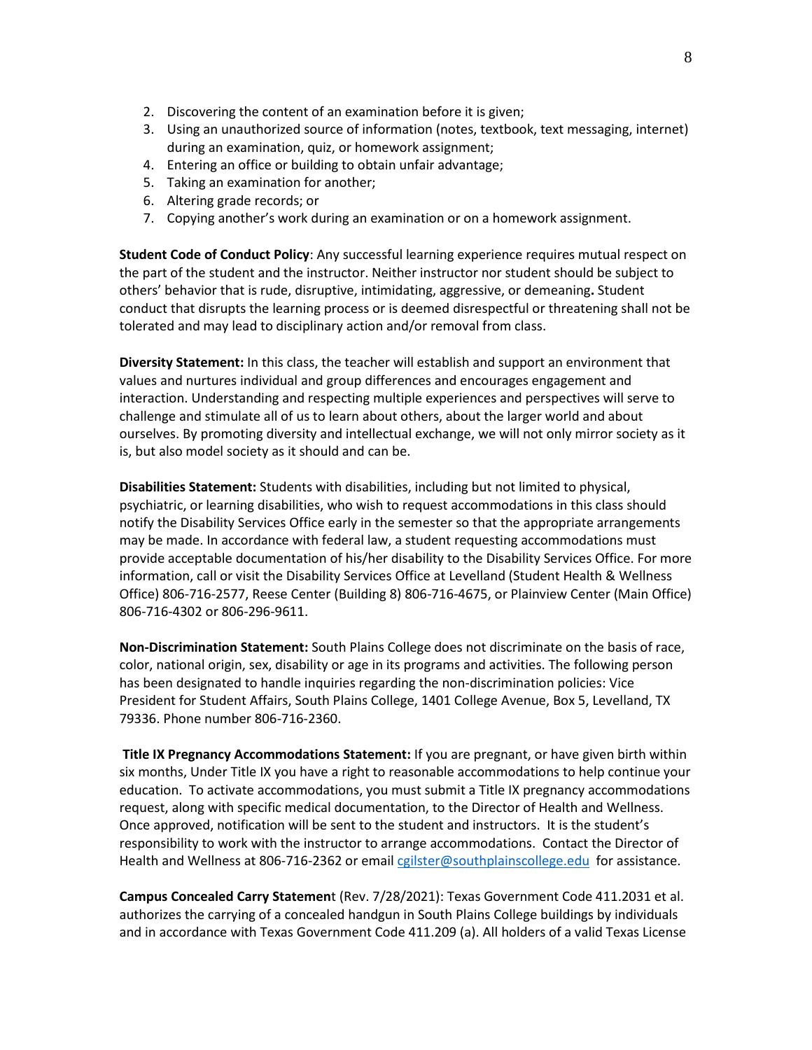2. Discovering the content of an examination before it is given;
3. Using an unauthorized source of information (notes, textbook, text messaging, internet) during an examination, quiz, or homework assignment;
4. Entering an office or building to obtain unfair advantage;
5. Taking an examination for another;
6. Altering grade records; or
7. Copying another's work during an examination or on a homework assignment.

**Student Code of Conduct Policy**: Any successful learning experience requires mutual respect on the part of the student and the instructor. Neither instructor nor student should be subject to others' behavior that is rude, disruptive, intimidating, aggressive, or demeaning**.** Student conduct that disrupts the learning process or is deemed disrespectful or threatening shall not be tolerated and may lead to disciplinary action and/or removal from class.

**Diversity Statement:** In this class, the teacher will establish and support an environment that values and nurtures individual and group differences and encourages engagement and interaction. Understanding and respecting multiple experiences and perspectives will serve to challenge and stimulate all of us to learn about others, about the larger world and about ourselves. By promoting diversity and intellectual exchange, we will not only mirror society as it is, but also model society as it should and can be.

**Disabilities Statement:** Students with disabilities, including but not limited to physical, psychiatric, or learning disabilities, who wish to request accommodations in this class should notify the Disability Services Office early in the semester so that the appropriate arrangements may be made. In accordance with federal law, a student requesting accommodations must provide acceptable documentation of his/her disability to the Disability Services Office. For more information, call or visit the Disability Services Office at Levelland (Student Health & Wellness Office) 806-716-2577, Reese Center (Building 8) 806-716-4675, or Plainview Center (Main Office) 806-716-4302 or 806-296-9611.

**Non-Discrimination Statement:** South Plains College does not discriminate on the basis of race, color, national origin, sex, disability or age in its programs and activities. The following person has been designated to handle inquiries regarding the non-discrimination policies: Vice President for Student Affairs, South Plains College, 1401 College Avenue, Box 5, Levelland, TX 79336. Phone number 806-716-2360.

**Title IX Pregnancy Accommodations Statement:** If you are pregnant, or have given birth within six months, Under Title IX you have a right to reasonable accommodations to help continue your education. To activate accommodations, you must submit a Title IX pregnancy accommodations request, along with specific medical documentation, to the Director of Health and Wellness. Once approved, notification will be sent to the student and instructors. It is the student's responsibility to work with the instructor to arrange accommodations. Contact the Director of Health and Wellness at 806-716-2362 or email cgilster@southplainscollege.edu for assistance.

**Campus Concealed Carry Statement** (Rev. 7/28/2021): Texas Government Code 411.2031 et al. authorizes the carrying of a concealed handgun in South Plains College buildings by individuals and in accordance with Texas Government Code 411.209 (a). All holders of a valid Texas License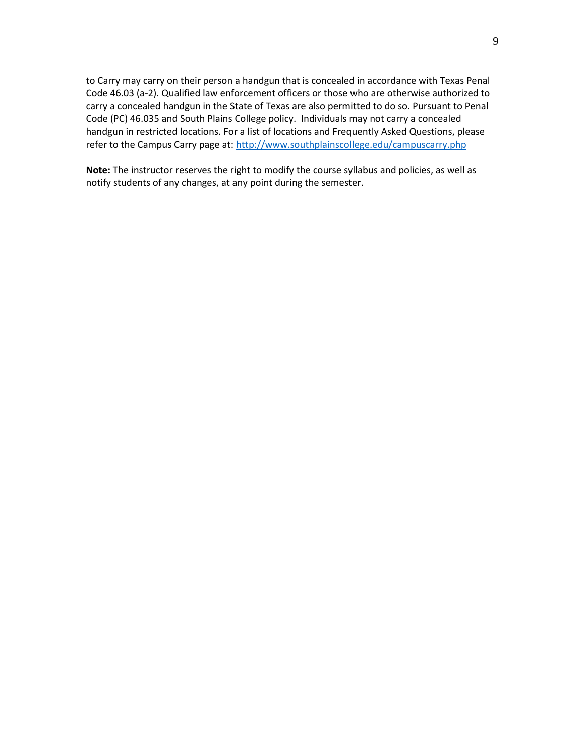to Carry may carry on their person a handgun that is concealed in accordance with Texas Penal Code 46.03 (a-2). Qualified law enforcement officers or those who are otherwise authorized to carry a concealed handgun in the State of Texas are also permitted to do so. Pursuant to Penal Code (PC) 46.035 and South Plains College policy. Individuals may not carry a concealed handgun in restricted locations. For a list of locations and Frequently Asked Questions, please refer to the Campus Carry page at: [http://www.southplainscollege.edu/campuscarry.php](http://www.southplainscollege.edu/campuscarry.php)

**Note:** The instructor reserves the right to modify the course syllabus and policies, as well as notify students of any changes, at any point during the semester.